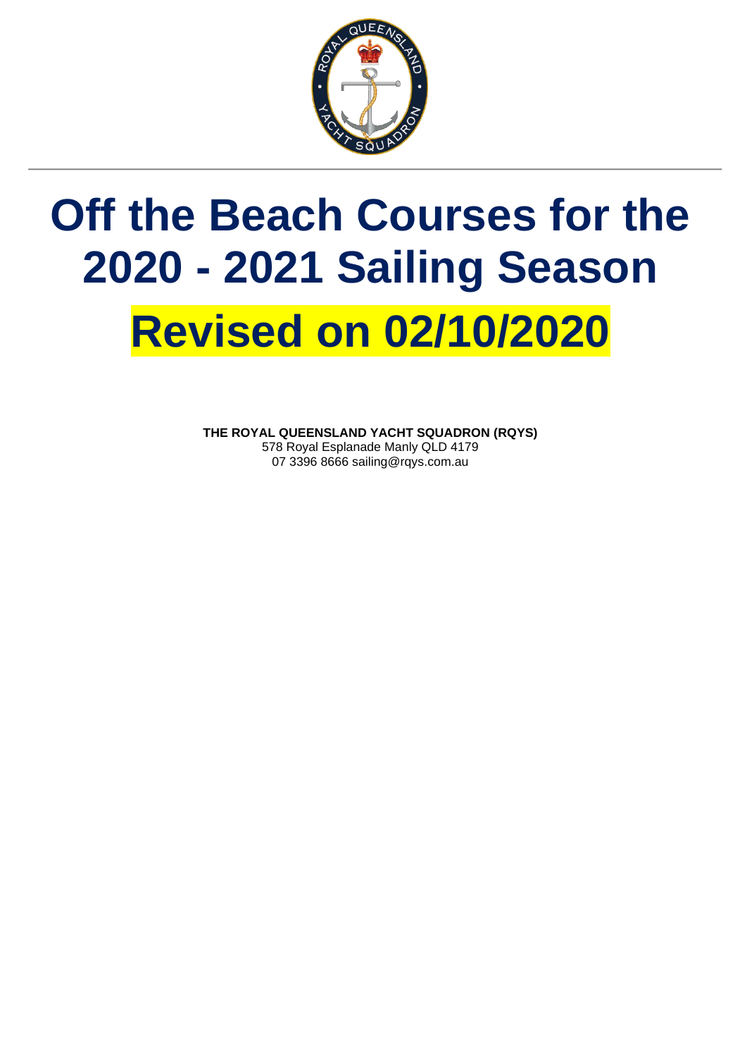# Off the Beach Courses for the 2020 - 2021 Sailing Season

# Revised on 02/10/2020

**THE ROYAL QUEENSLAND YACHT SQUADRON (RQYS)**
578 Royal Esplanade Manly QLD 4179
07 3396 8666 sailing@rqys.com.au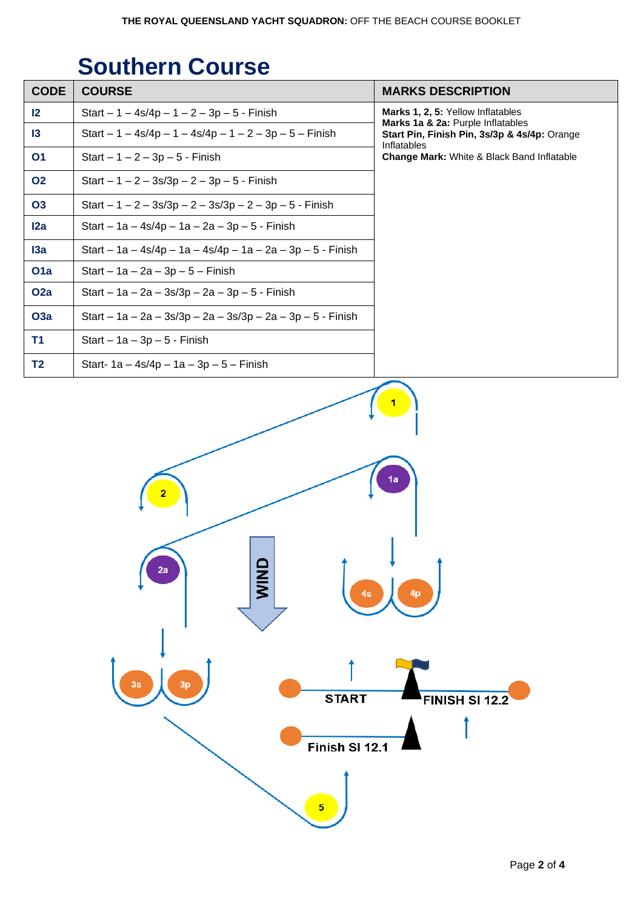# Southern Course

| CODE | COURSE | MARKS DESCRIPTION |
|---|---|---|
| I2 | Start – 1 – 4s/4p – 1 – 2 – 3p – 5 - Finish | **Marks 1, 2, 5:** Yellow Inflatables<br>**Marks 1a & 2a:** Purple Inflatables<br>**Start Pin, Finish Pin, 3s/3p & 4s/4p:** Orange Inflatables<br>**Change Mark:** White & Black Band Inflatable |
| I3 | Start – 1 – 4s/4p – 1 – 4s/4p – 1 – 2 – 3p – 5 – Finish | |
| O1 | Start – 1 – 2 – 3p – 5 - Finish | |
| O2 | Start – 1 – 2 – 3s/3p – 2 – 3p – 5 - Finish | |
| O3 | Start – 1 – 2 – 3s/3p – 2 – 3s/3p – 2 – 3p – 5 - Finish | |
| I2a | Start – 1a – 4s/4p – 1a – 2a – 3p – 5 - Finish | |
| I3a | Start – 1a – 4s/4p – 1a – 4s/4p – 1a – 2a – 3p – 5 - Finish | |
| O1a | Start – 1a – 2a – 3p – 5 – Finish | |
| O2a | Start – 1a – 2a – 3s/3p – 2a – 3p – 5 - Finish | |
| O3a | Start – 1a – 2a – 3s/3p – 2a – 3s/3p – 2a – 3p – 5 - Finish | |
| T1 | Start – 1a – 3p – 5 - Finish | |
| T2 | Start- 1a – 4s/4p – 1a – 3p – 5 – Finish | |

1

2

1a

2a

WIND

4s 4p

3s 3p

START

FINISH SI 12.2

Finish SI 12.1

5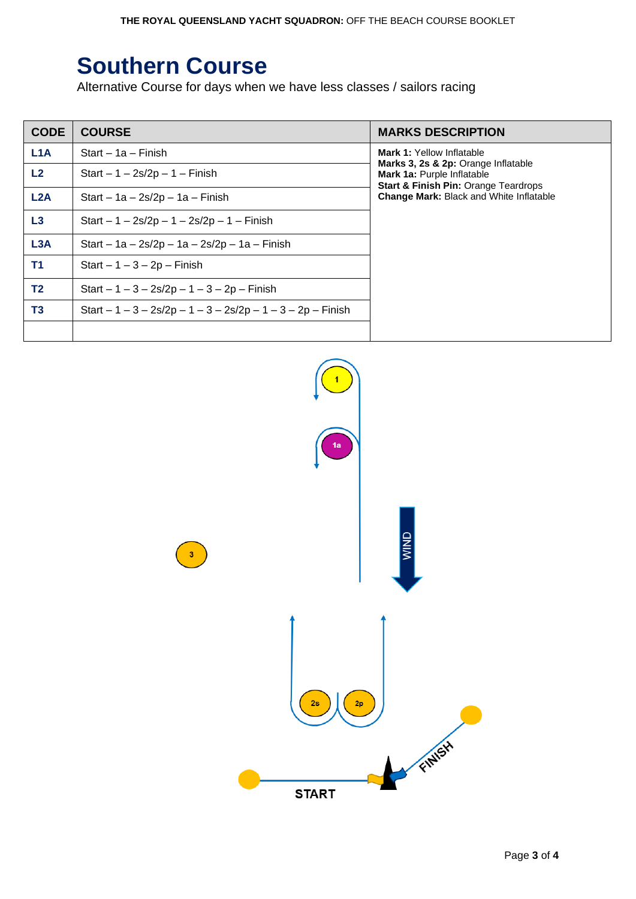# Southern Course

Alternative Course for days when we have less classes / sailors racing

| CODE | COURSE | MARKS DESCRIPTION |
|---|---|---|
| L1A | Start – 1a – Finish | **Mark 1:** Yellow Inflatable<br>**Marks 3, 2s & 2p:** Orange Inflatable<br>**Mark 1a:** Purple Inflatable<br>**Start & Finish Pin:** Orange Teardrops<br>**Change Mark:** Black and White Inflatable |
| L2 | Start – 1 – 2s/2p – 1 – Finish | |
| L2A | Start – 1a – 2s/2p – 1a – Finish | |
| L3 | Start – 1 – 2s/2p – 1 – 2s/2p – 1 – Finish | |
| L3A | Start – 1a – 2s/2p – 1a – 2s/2p – 1a – Finish | |
| T1 | Start – 1 – 3 – 2p – Finish | |
| T2 | Start – 1 – 3 – 2s/2p – 1 – 3 – 2p – Finish | |
| T3 | Start – 1 – 3 – 2s/2p – 1 – 3 – 2s/2p – 1 – 3 – 2p – Finish | |
| | | |

1

1a

WIND

3

2s

2p

FINISH

START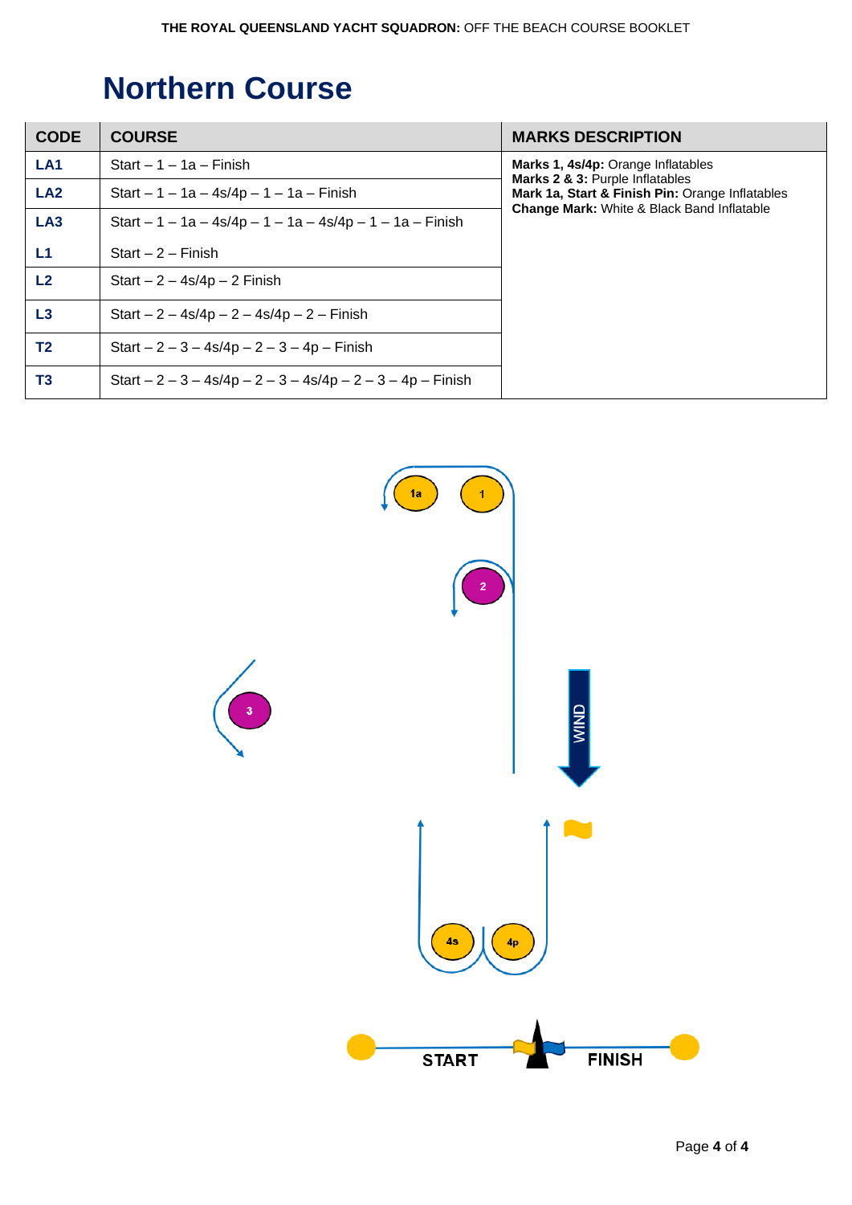# Northern Course

| CODE | COURSE | MARKS DESCRIPTION |
|---|---|---|
| LA1 | Start – 1 – 1a – Finish | **Marks 1, 4s/4p:** Orange Inflatables<br>**Marks 2 & 3:** Purple Inflatables<br>**Mark 1a, Start & Finish Pin:** Orange Inflatables<br>**Change Mark:** White & Black Band Inflatable |
| LA2 | Start – 1 – 1a – 4s/4p – 1 – 1a – Finish | |
| LA3 | Start – 1 – 1a – 4s/4p – 1 – 1a – 4s/4p – 1 – 1a – Finish | |
| L1 | Start – 2 – Finish | |
| L2 | Start – 2 – 4s/4p – 2 Finish | |
| L3 | Start – 2 – 4s/4p – 2 – 4s/4p – 2 – Finish | |
| T2 | Start – 2 – 3 – 4s/4p – 2 – 3 – 4p – Finish | |
| T3 | Start – 2 – 3 – 4s/4p – 2 – 3 – 4s/4p – 2 – 3 – 4p – Finish | |

1a
1
2
3
WIND
4s
4p
START
FINISH